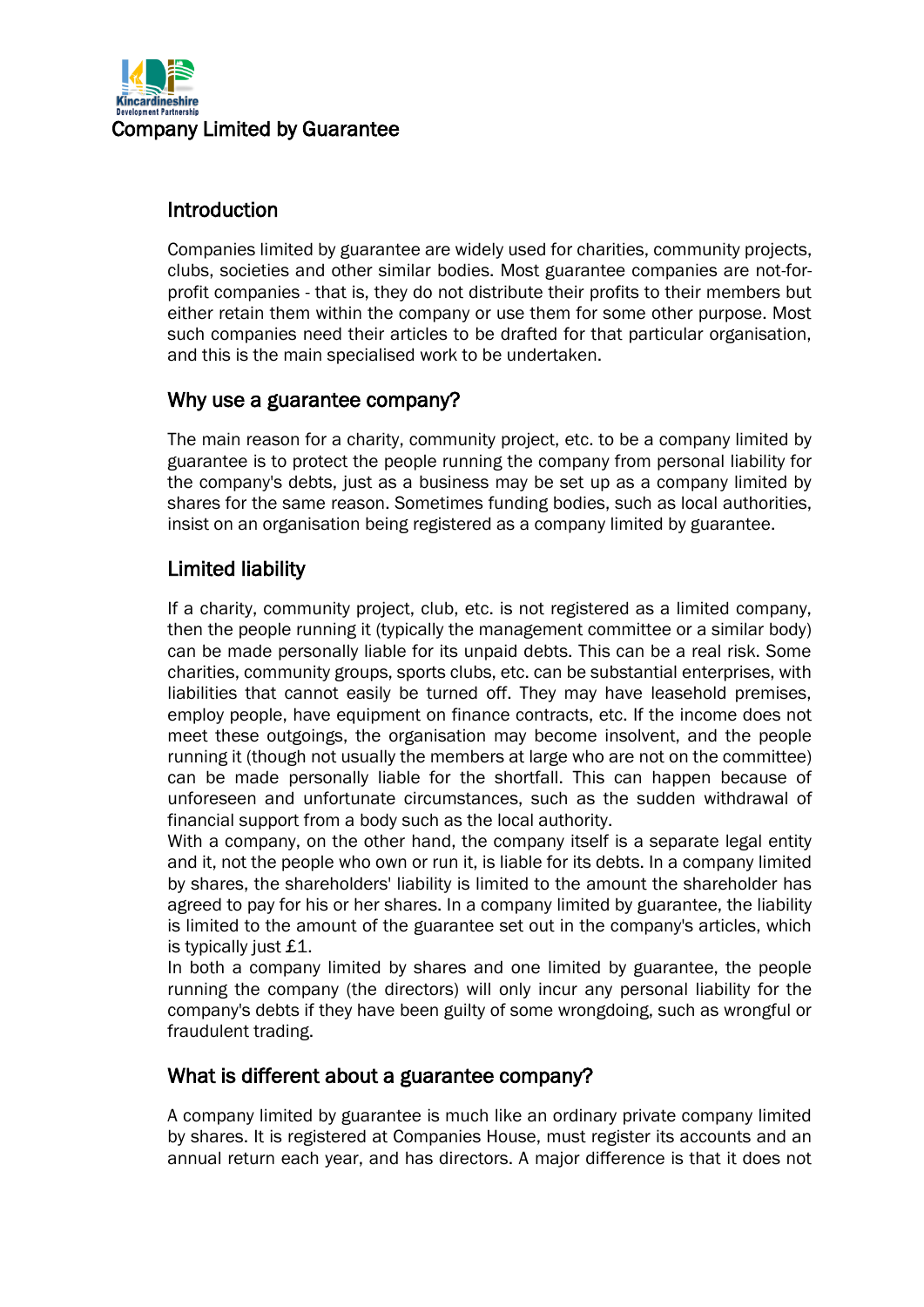# Company Limited by Guarantee

## Introduction

Companies limited by guarantee are widely used for charities, community projects, clubs, societies and other similar bodies. Most guarantee companies are not-for-profit companies - that is, they do not distribute their profits to their members but either retain them within the company or use them for some other purpose. Most such companies need their articles to be drafted for that particular organisation, and this is the main specialised work to be undertaken.

## Why use a guarantee company?

The main reason for a charity, community project, etc. to be a company limited by guarantee is to protect the people running the company from personal liability for the company's debts, just as a business may be set up as a company limited by shares for the same reason. Sometimes funding bodies, such as local authorities, insist on an organisation being registered as a company limited by guarantee.

## Limited liability

If a charity, community project, club, etc. is not registered as a limited company, then the people running it (typically the management committee or a similar body) can be made personally liable for its unpaid debts. This can be a real risk. Some charities, community groups, sports clubs, etc. can be substantial enterprises, with liabilities that cannot easily be turned off. They may have leasehold premises, employ people, have equipment on finance contracts, etc. If the income does not meet these outgoings, the organisation may become insolvent, and the people running it (though not usually the members at large who are not on the committee) can be made personally liable for the shortfall. This can happen because of unforeseen and unfortunate circumstances, such as the sudden withdrawal of financial support from a body such as the local authority.

With a company, on the other hand, the company itself is a separate legal entity and it, not the people who own or run it, is liable for its debts. In a company limited by shares, the shareholders' liability is limited to the amount the shareholder has agreed to pay for his or her shares. In a company limited by guarantee, the liability is limited to the amount of the guarantee set out in the company's articles, which is typically just £1.

In both a company limited by shares and one limited by guarantee, the people running the company (the directors) will only incur any personal liability for the company's debts if they have been guilty of some wrongdoing, such as wrongful or fraudulent trading.

## What is different about a guarantee company?

A company limited by guarantee is much like an ordinary private company limited by shares. It is registered at Companies House, must register its accounts and an annual return each year, and has directors. A major difference is that it does not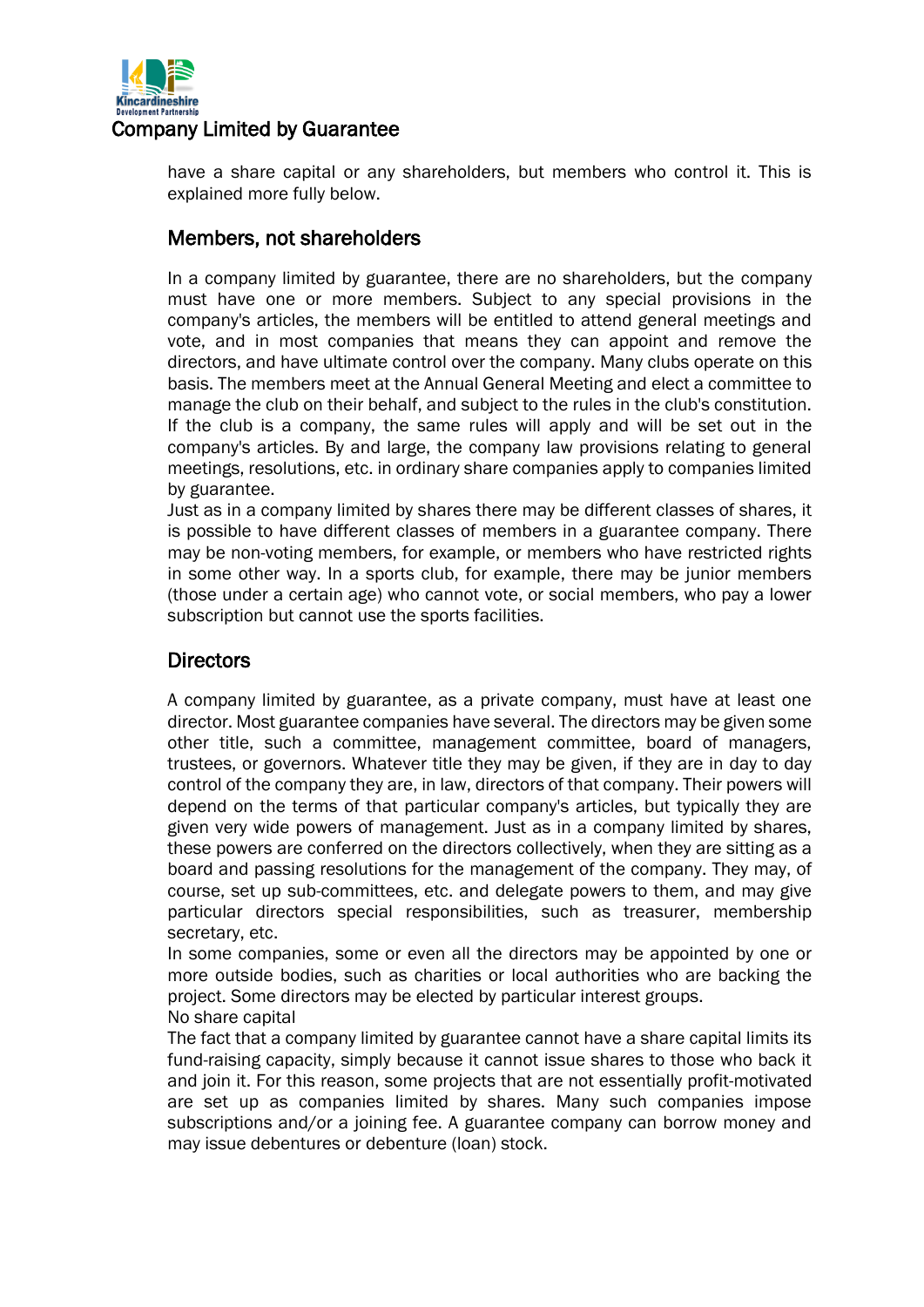have a share capital or any shareholders, but members who control it. This is explained more fully below.

## Members, not shareholders

In a company limited by guarantee, there are no shareholders, but the company must have one or more members. Subject to any special provisions in the company's articles, the members will be entitled to attend general meetings and vote, and in most companies that means they can appoint and remove the directors, and have ultimate control over the company. Many clubs operate on this basis. The members meet at the Annual General Meeting and elect a committee to manage the club on their behalf, and subject to the rules in the club's constitution. If the club is a company, the same rules will apply and will be set out in the company's articles. By and large, the company law provisions relating to general meetings, resolutions, etc. in ordinary share companies apply to companies limited by guarantee.

Just as in a company limited by shares there may be different classes of shares, it is possible to have different classes of members in a guarantee company. There may be non-voting members, for example, or members who have restricted rights in some other way. In a sports club, for example, there may be junior members (those under a certain age) who cannot vote, or social members, who pay a lower subscription but cannot use the sports facilities.

## Directors

A company limited by guarantee, as a private company, must have at least one director. Most guarantee companies have several. The directors may be given some other title, such a committee, management committee, board of managers, trustees, or governors. Whatever title they may be given, if they are in day to day control of the company they are, in law, directors of that company. Their powers will depend on the terms of that particular company's articles, but typically they are given very wide powers of management. Just as in a company limited by shares, these powers are conferred on the directors collectively, when they are sitting as a board and passing resolutions for the management of the company. They may, of course, set up sub-committees, etc. and delegate powers to them, and may give particular directors special responsibilities, such as treasurer, membership secretary, etc.

In some companies, some or even all the directors may be appointed by one or more outside bodies, such as charities or local authorities who are backing the project. Some directors may be elected by particular interest groups.

No share capital

The fact that a company limited by guarantee cannot have a share capital limits its fund-raising capacity, simply because it cannot issue shares to those who back it and join it. For this reason, some projects that are not essentially profit-motivated are set up as companies limited by shares. Many such companies impose subscriptions and/or a joining fee. A guarantee company can borrow money and may issue debentures or debenture (loan) stock.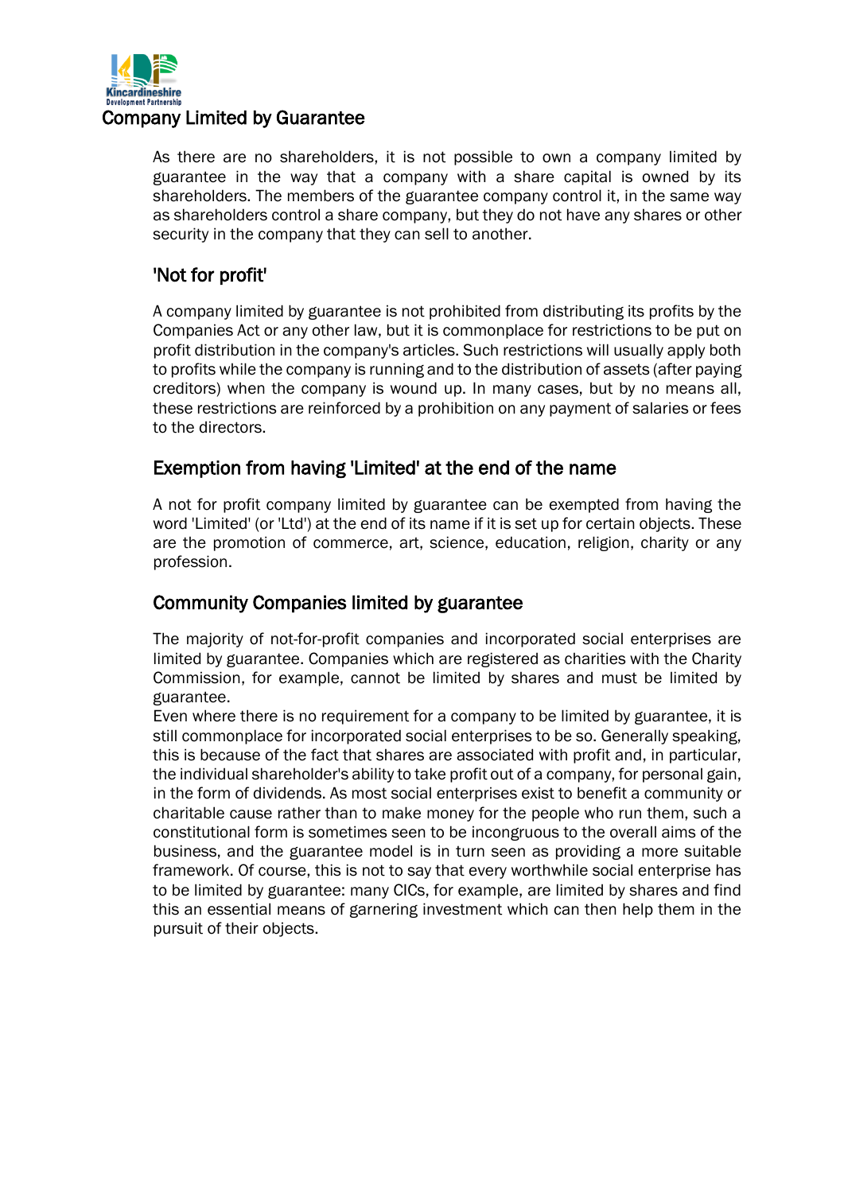# Company Limited by Guarantee

As there are no shareholders, it is not possible to own a company limited by guarantee in the way that a company with a share capital is owned by its shareholders. The members of the guarantee company control it, in the same way as shareholders control a share company, but they do not have any shares or other security in the company that they can sell to another.

## 'Not for profit'

A company limited by guarantee is not prohibited from distributing its profits by the Companies Act or any other law, but it is commonplace for restrictions to be put on profit distribution in the company's articles. Such restrictions will usually apply both to profits while the company is running and to the distribution of assets (after paying creditors) when the company is wound up. In many cases, but by no means all, these restrictions are reinforced by a prohibition on any payment of salaries or fees to the directors.

## Exemption from having 'Limited' at the end of the name

A not for profit company limited by guarantee can be exempted from having the word 'Limited' (or 'Ltd') at the end of its name if it is set up for certain objects. These are the promotion of commerce, art, science, education, religion, charity or any profession.

## Community Companies limited by guarantee

The majority of not-for-profit companies and incorporated social enterprises are limited by guarantee. Companies which are registered as charities with the Charity Commission, for example, cannot be limited by shares and must be limited by guarantee.

Even where there is no requirement for a company to be limited by guarantee, it is still commonplace for incorporated social enterprises to be so. Generally speaking, this is because of the fact that shares are associated with profit and, in particular, the individual shareholder's ability to take profit out of a company, for personal gain, in the form of dividends. As most social enterprises exist to benefit a community or charitable cause rather than to make money for the people who run them, such a constitutional form is sometimes seen to be incongruous to the overall aims of the business, and the guarantee model is in turn seen as providing a more suitable framework. Of course, this is not to say that every worthwhile social enterprise has to be limited by guarantee: many CICs, for example, are limited by shares and find this an essential means of garnering investment which can then help them in the pursuit of their objects.